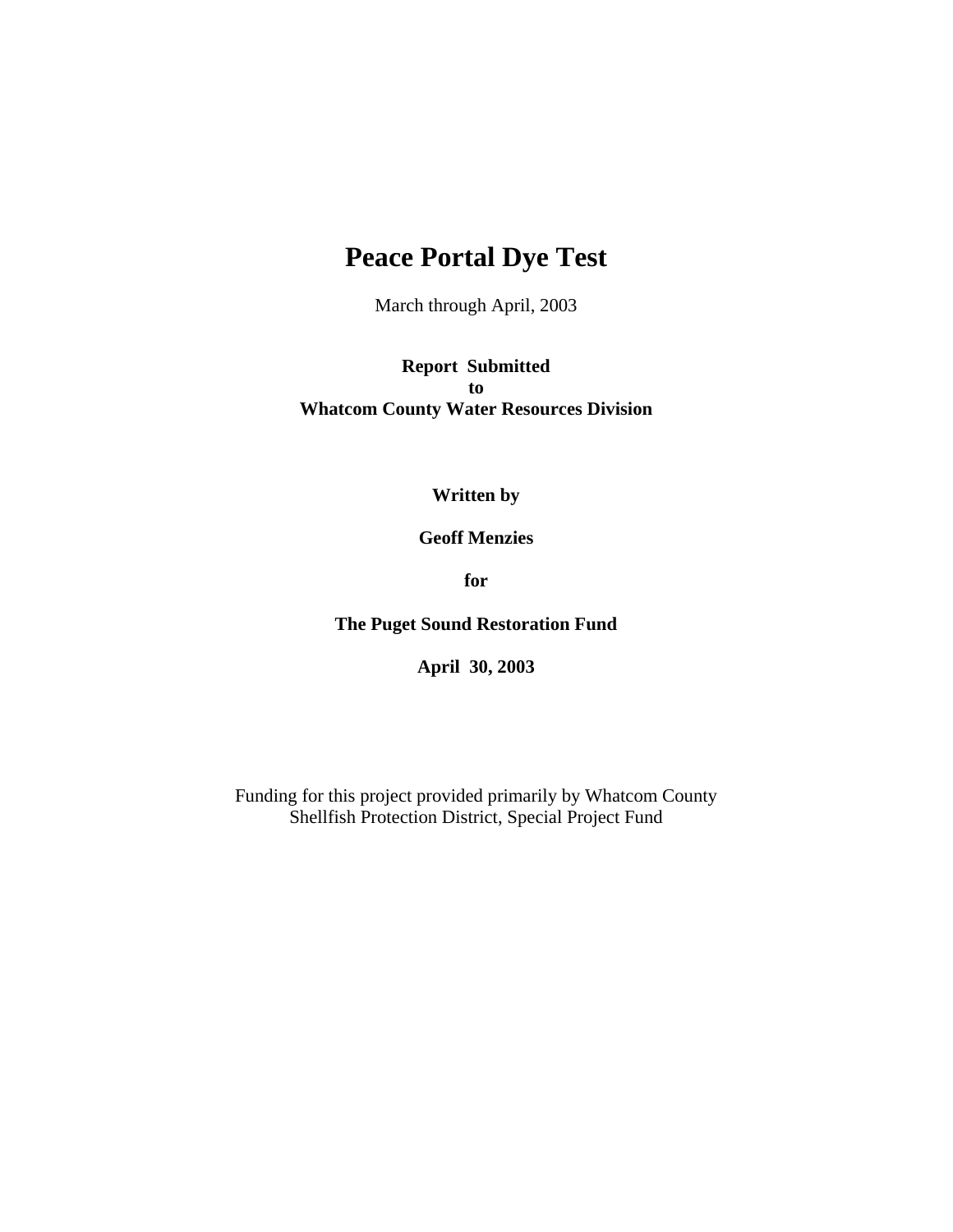# Peace Portal Dye Test

March through April, 2003

**Report Submitted**
**to**
**Whatcom County Water Resources Division**

**Written by**

**Geoff Menzies**

**for**

**The Puget Sound Restoration Fund**

**April 30, 2003**

Funding for this project provided primarily by Whatcom County Shellfish Protection District, Special Project Fund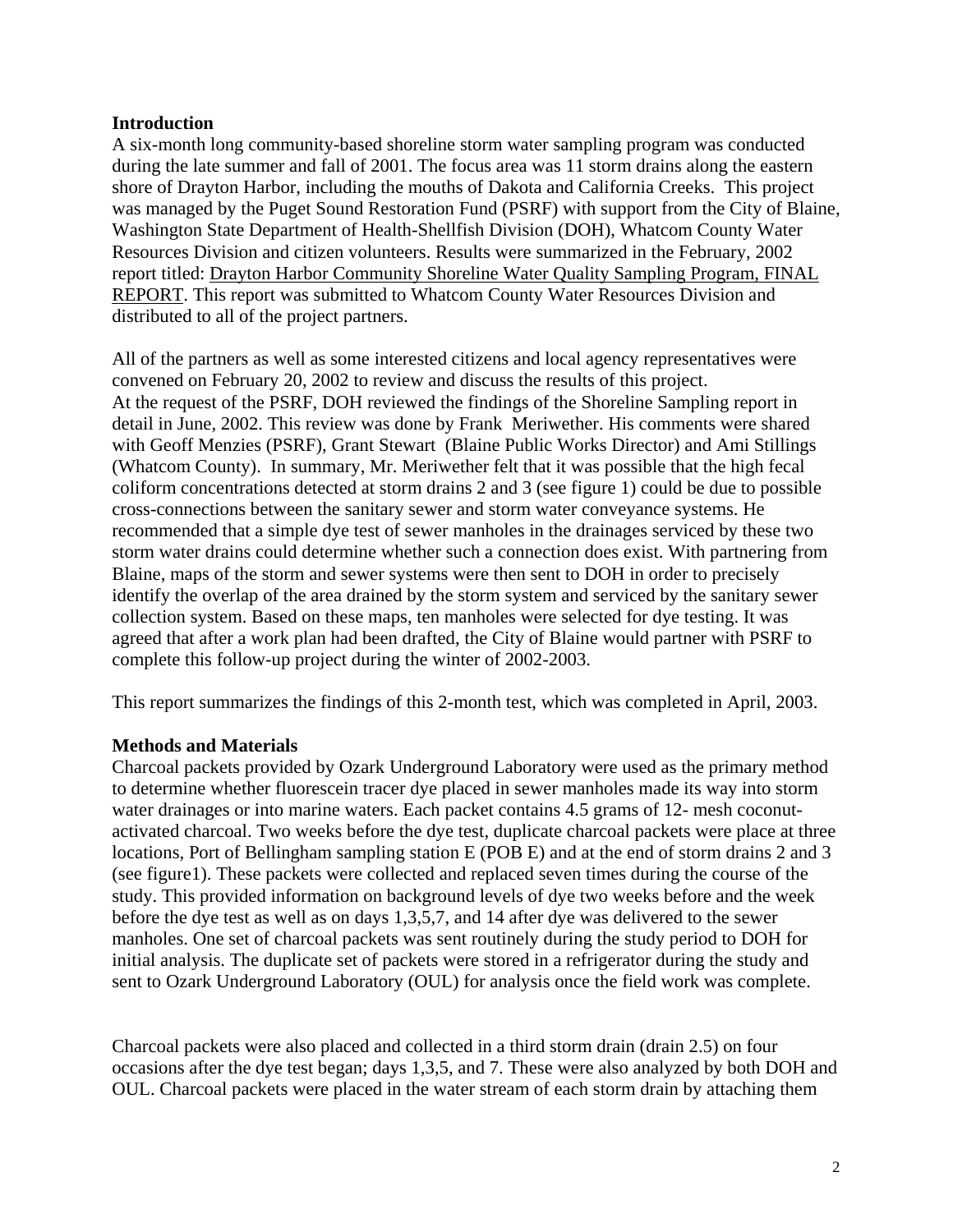## Introduction

A six-month long community-based shoreline storm water sampling program was conducted during the late summer and fall of 2001. The focus area was 11 storm drains along the eastern shore of Drayton Harbor, including the mouths of Dakota and California Creeks. This project was managed by the Puget Sound Restoration Fund (PSRF) with support from the City of Blaine, Washington State Department of Health-Shellfish Division (DOH), Whatcom County Water Resources Division and citizen volunteers. Results were summarized in the February, 2002 report titled: Drayton Harbor Community Shoreline Water Quality Sampling Program, FINAL REPORT. This report was submitted to Whatcom County Water Resources Division and distributed to all of the project partners.

All of the partners as well as some interested citizens and local agency representatives were convened on February 20, 2002 to review and discuss the results of this project. At the request of the PSRF, DOH reviewed the findings of the Shoreline Sampling report in detail in June, 2002. This review was done by Frank Meriwether. His comments were shared with Geoff Menzies (PSRF), Grant Stewart (Blaine Public Works Director) and Ami Stillings (Whatcom County). In summary, Mr. Meriwether felt that it was possible that the high fecal coliform concentrations detected at storm drains 2 and 3 (see figure 1) could be due to possible cross-connections between the sanitary sewer and storm water conveyance systems. He recommended that a simple dye test of sewer manholes in the drainages serviced by these two storm water drains could determine whether such a connection does exist. With partnering from Blaine, maps of the storm and sewer systems were then sent to DOH in order to precisely identify the overlap of the area drained by the storm system and serviced by the sanitary sewer collection system. Based on these maps, ten manholes were selected for dye testing. It was agreed that after a work plan had been drafted, the City of Blaine would partner with PSRF to complete this follow-up project during the winter of 2002-2003.

This report summarizes the findings of this 2-month test, which was completed in April, 2003.

## Methods and Materials

Charcoal packets provided by Ozark Underground Laboratory were used as the primary method to determine whether fluorescein tracer dye placed in sewer manholes made its way into storm water drainages or into marine waters. Each packet contains 4.5 grams of 12- mesh coconut-activated charcoal. Two weeks before the dye test, duplicate charcoal packets were place at three locations, Port of Bellingham sampling station E (POB E) and at the end of storm drains 2 and 3 (see figure1). These packets were collected and replaced seven times during the course of the study. This provided information on background levels of dye two weeks before and the week before the dye test as well as on days 1,3,5,7, and 14 after dye was delivered to the sewer manholes. One set of charcoal packets was sent routinely during the study period to DOH for initial analysis. The duplicate set of packets were stored in a refrigerator during the study and sent to Ozark Underground Laboratory (OUL) for analysis once the field work was complete.

Charcoal packets were also placed and collected in a third storm drain (drain 2.5) on four occasions after the dye test began; days 1,3,5, and 7. These were also analyzed by both DOH and OUL. Charcoal packets were placed in the water stream of each storm drain by attaching them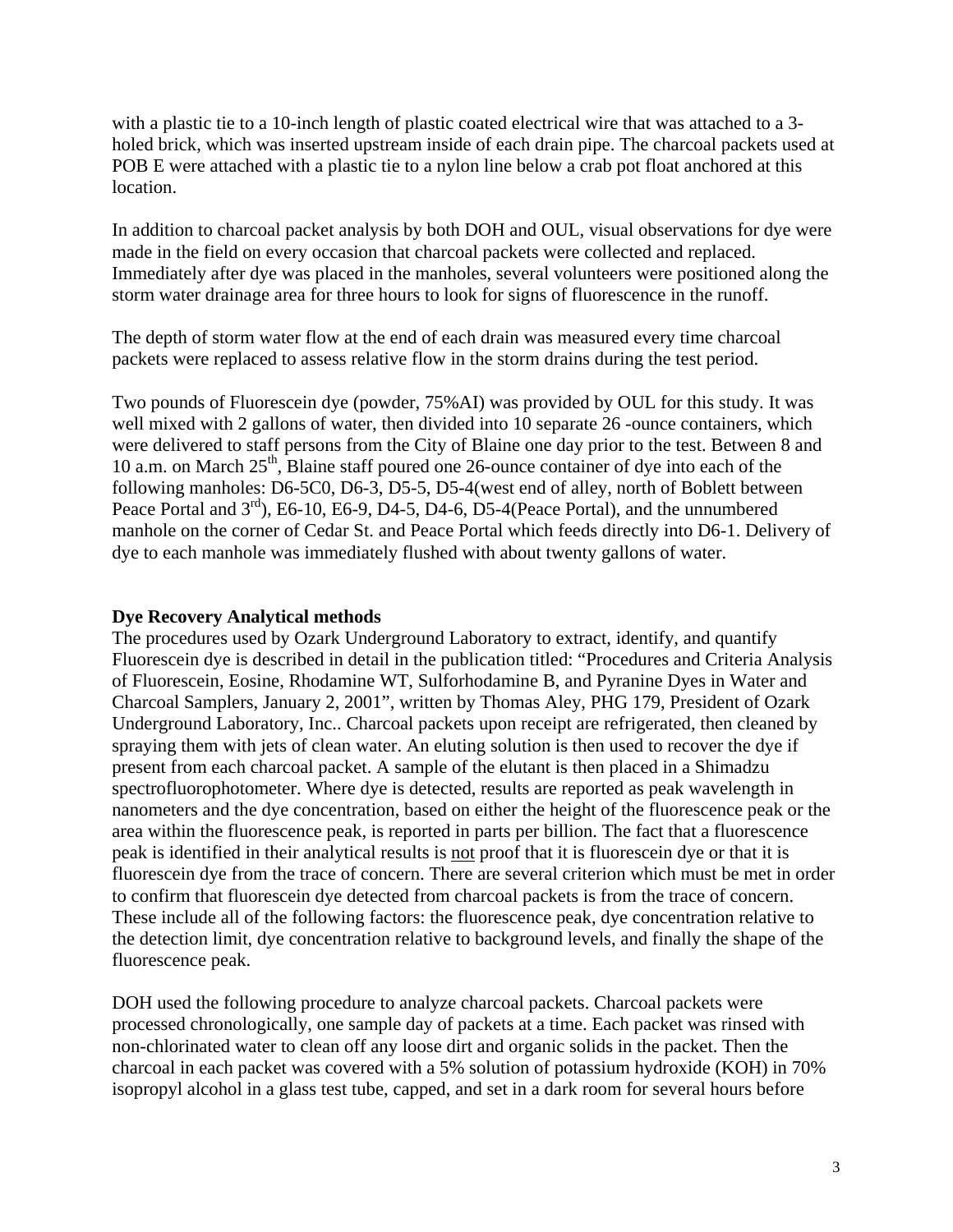with a plastic tie to a 10-inch length of plastic coated electrical wire that was attached to a 3-holed brick, which was inserted upstream inside of each drain pipe. The charcoal packets used at POB E were attached with a plastic tie to a nylon line below a crab pot float anchored at this location.

In addition to charcoal packet analysis by both DOH and OUL, visual observations for dye were made in the field on every occasion that charcoal packets were collected and replaced. Immediately after dye was placed in the manholes, several volunteers were positioned along the storm water drainage area for three hours to look for signs of fluorescence in the runoff.

The depth of storm water flow at the end of each drain was measured every time charcoal packets were replaced to assess relative flow in the storm drains during the test period.

Two pounds of Fluorescein dye (powder, 75%AI) was provided by OUL for this study. It was well mixed with 2 gallons of water, then divided into 10 separate 26 -ounce containers, which were delivered to staff persons from the City of Blaine one day prior to the test. Between 8 and 10 a.m. on March 25th, Blaine staff poured one 26-ounce container of dye into each of the following manholes: D6-5C0, D6-3, D5-5, D5-4(west end of alley, north of Boblett between Peace Portal and 3rd), E6-10, E6-9, D4-5, D4-6, D5-4(Peace Portal), and the unnumbered manhole on the corner of Cedar St. and Peace Portal which feeds directly into D6-1. Delivery of dye to each manhole was immediately flushed with about twenty gallons of water.

**Dye Recovery Analytical methods**

The procedures used by Ozark Underground Laboratory to extract, identify, and quantify Fluorescein dye is described in detail in the publication titled: "Procedures and Criteria Analysis of Fluorescein, Eosine, Rhodamine WT, Sulforhodamine B, and Pyranine Dyes in Water and Charcoal Samplers, January 2, 2001", written by Thomas Aley, PHG 179, President of Ozark Underground Laboratory, Inc.. Charcoal packets upon receipt are refrigerated, then cleaned by spraying them with jets of clean water. An eluting solution is then used to recover the dye if present from each charcoal packet. A sample of the elutant is then placed in a Shimadzu spectrofluorophotometer. Where dye is detected, results are reported as peak wavelength in nanometers and the dye concentration, based on either the height of the fluorescence peak or the area within the fluorescence peak, is reported in parts per billion. The fact that a fluorescence peak is identified in their analytical results is not proof that it is fluorescein dye or that it is fluorescein dye from the trace of concern. There are several criterion which must be met in order to confirm that fluorescein dye detected from charcoal packets is from the trace of concern. These include all of the following factors: the fluorescence peak, dye concentration relative to the detection limit, dye concentration relative to background levels, and finally the shape of the fluorescence peak.

DOH used the following procedure to analyze charcoal packets. Charcoal packets were processed chronologically, one sample day of packets at a time. Each packet was rinsed with non-chlorinated water to clean off any loose dirt and organic solids in the packet. Then the charcoal in each packet was covered with a 5% solution of potassium hydroxide (KOH) in 70% isopropyl alcohol in a glass test tube, capped, and set in a dark room for several hours before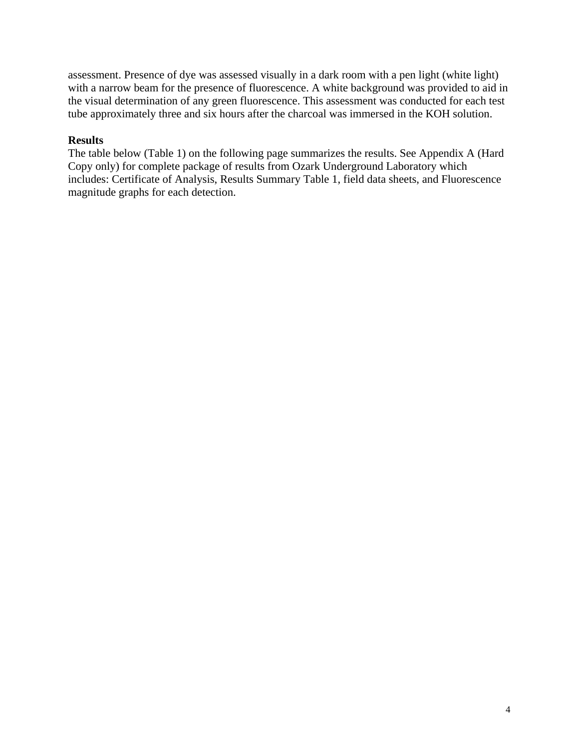assessment. Presence of dye was assessed visually in a dark room with a pen light (white light) with a narrow beam for the presence of fluorescence. A white background was provided to aid in the visual determination of any green fluorescence. This assessment was conducted for each test tube approximately three and six hours after the charcoal was immersed in the KOH solution.

**Results**

The table below (Table 1) on the following page summarizes the results. See Appendix A (Hard Copy only) for complete package of results from Ozark Underground Laboratory which includes: Certificate of Analysis, Results Summary Table 1, field data sheets, and Fluorescence magnitude graphs for each detection.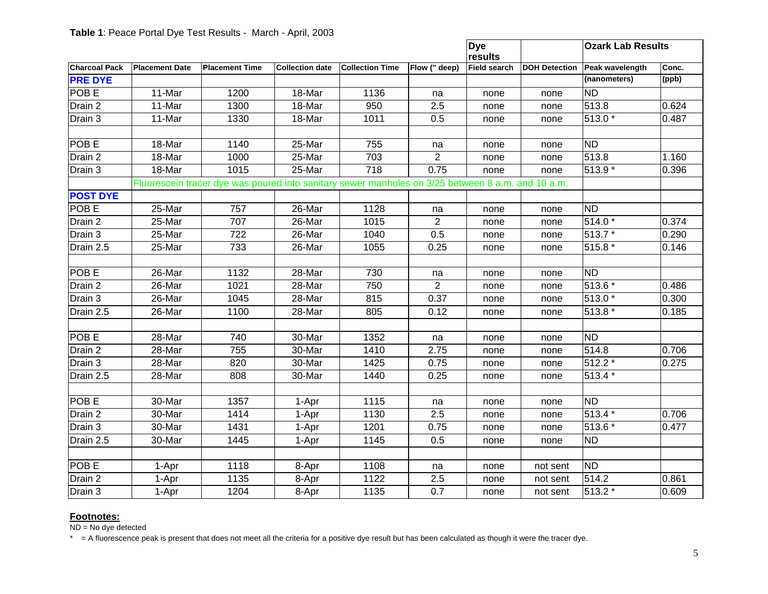**Table 1**: Peace Portal Dye Test Results - March - April, 2003

| | | | | | | Dye results | | Ozark Lab Results | |
|---|---|---|---|---|---|---|---|---|---|
| Charcoal Pack | Placement Date | Placement Time | Collection date | Collection Time | Flow (" deep) | Field search | DOH Detection | Peak wavelength | Conc. |
| **PRE DYE** | | | | | | | | (nanometers) | (ppb) |
| POB E | 11-Mar | 1200 | 18-Mar | 1136 | na | none | none | ND | |
| Drain 2 | 11-Mar | 1300 | 18-Mar | 950 | 2.5 | none | none | 513.8 | 0.624 |
| Drain 3 | 11-Mar | 1330 | 18-Mar | 1011 | 0.5 | none | none | 513.0 * | 0.487 |
| | | | | | | | | | |
| POB E | 18-Mar | 1140 | 25-Mar | 755 | na | none | none | ND | |
| Drain 2 | 18-Mar | 1000 | 25-Mar | 703 | 2 | none | none | 513.8 | 1.160 |
| Drain 3 | 18-Mar | 1015 | 25-Mar | 718 | 0.75 | none | none | 513.9 * | 0.396 |
| | Fluorescein tracer dye was poured into sanitary sewer manholes on 3/25 between 8 a.m. and 10 a.m. | | | | | | | | |
| **POST DYE** | | | | | | | | | |
| POB E | 25-Mar | 757 | 26-Mar | 1128 | na | none | none | ND | |
| Drain 2 | 25-Mar | 707 | 26-Mar | 1015 | 2 | none | none | 514.0 * | 0.374 |
| Drain 3 | 25-Mar | 722 | 26-Mar | 1040 | 0.5 | none | none | 513.7 * | 0.290 |
| Drain 2.5 | 25-Mar | 733 | 26-Mar | 1055 | 0.25 | none | none | 515.8 * | 0.146 |
| | | | | | | | | | |
| POB E | 26-Mar | 1132 | 28-Mar | 730 | na | none | none | ND | |
| Drain 2 | 26-Mar | 1021 | 28-Mar | 750 | 2 | none | none | 513.6 * | 0.486 |
| Drain 3 | 26-Mar | 1045 | 28-Mar | 815 | 0.37 | none | none | 513.0 * | 0.300 |
| Drain 2.5 | 26-Mar | 1100 | 28-Mar | 805 | 0.12 | none | none | 513.8 * | 0.185 |
| | | | | | | | | | |
| POB E | 28-Mar | 740 | 30-Mar | 1352 | na | none | none | ND | |
| Drain 2 | 28-Mar | 755 | 30-Mar | 1410 | 2.75 | none | none | 514.8 | 0.706 |
| Drain 3 | 28-Mar | 820 | 30-Mar | 1425 | 0.75 | none | none | 512.2 * | 0.275 |
| Drain 2.5 | 28-Mar | 808 | 30-Mar | 1440 | 0.25 | none | none | 513.4 * | |
| | | | | | | | | | |
| POB E | 30-Mar | 1357 | 1-Apr | 1115 | na | none | none | ND | |
| Drain 2 | 30-Mar | 1414 | 1-Apr | 1130 | 2.5 | none | none | 513.4 * | 0.706 |
| Drain 3 | 30-Mar | 1431 | 1-Apr | 1201 | 0.75 | none | none | 513.6 * | 0.477 |
| Drain 2.5 | 30-Mar | 1445 | 1-Apr | 1145 | 0.5 | none | none | ND | |
| | | | | | | | | | |
| POB E | 1-Apr | 1118 | 8-Apr | 1108 | na | none | not sent | ND | |
| Drain 2 | 1-Apr | 1135 | 8-Apr | 1122 | 2.5 | none | not sent | 514.2 | 0.861 |
| Drain 3 | 1-Apr | 1204 | 8-Apr | 1135 | 0.7 | none | not sent | 513.2 * | 0.609 |

**Footnotes:**

ND = No dye detected

* = A fluorescence peak is present that does not meet all the criteria for a positive dye result but has been calculated as though it were the tracer dye.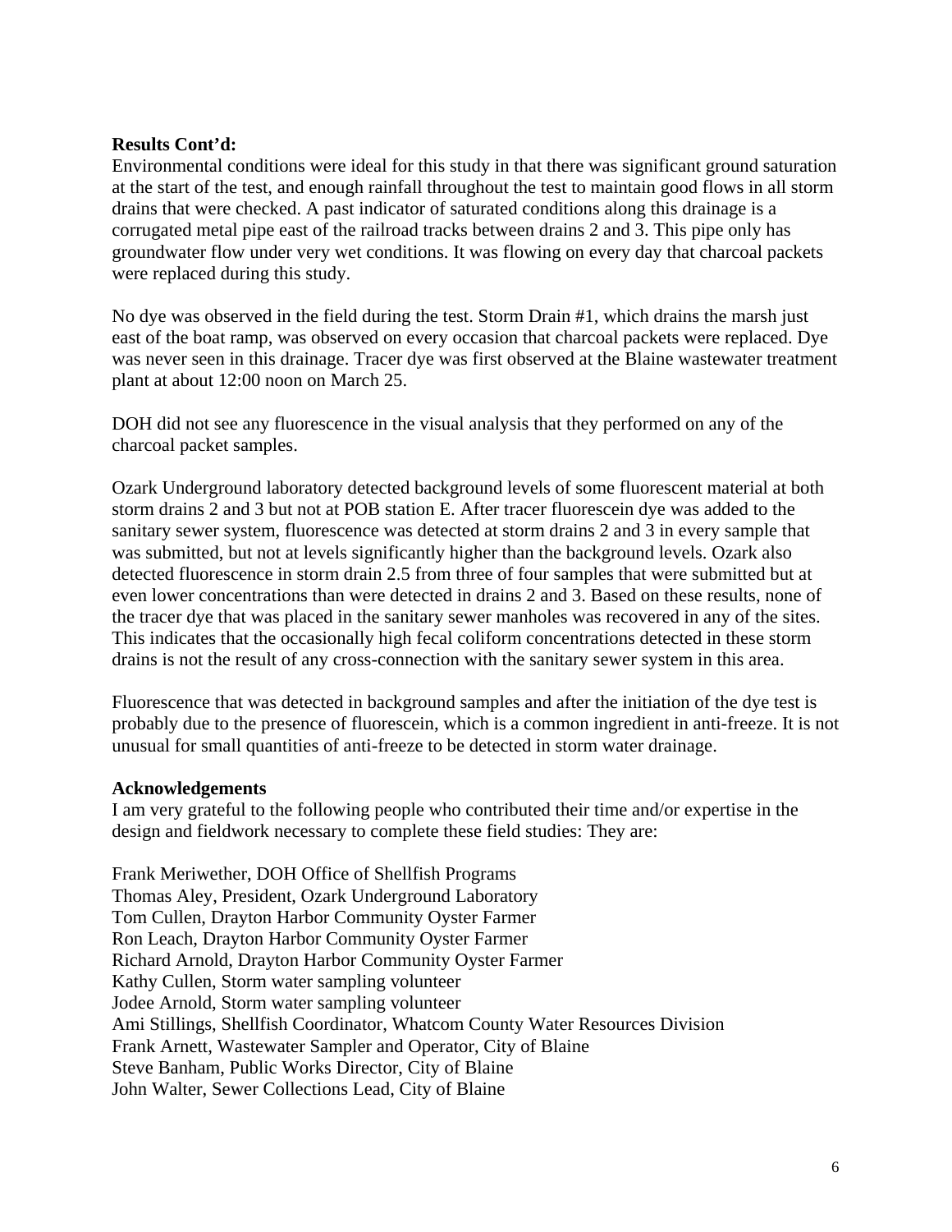**Results Cont'd:**

Environmental conditions were ideal for this study in that there was significant ground saturation at the start of the test, and enough rainfall throughout the test to maintain good flows in all storm drains that were checked. A past indicator of saturated conditions along this drainage is a corrugated metal pipe east of the railroad tracks between drains 2 and 3. This pipe only has groundwater flow under very wet conditions. It was flowing on every day that charcoal packets were replaced during this study.

No dye was observed in the field during the test. Storm Drain #1, which drains the marsh just east of the boat ramp, was observed on every occasion that charcoal packets were replaced. Dye was never seen in this drainage. Tracer dye was first observed at the Blaine wastewater treatment plant at about 12:00 noon on March 25.

DOH did not see any fluorescence in the visual analysis that they performed on any of the charcoal packet samples.

Ozark Underground laboratory detected background levels of some fluorescent material at both storm drains 2 and 3 but not at POB station E. After tracer fluorescein dye was added to the sanitary sewer system, fluorescence was detected at storm drains 2 and 3 in every sample that was submitted, but not at levels significantly higher than the background levels. Ozark also detected fluorescence in storm drain 2.5 from three of four samples that were submitted but at even lower concentrations than were detected in drains 2 and 3. Based on these results, none of the tracer dye that was placed in the sanitary sewer manholes was recovered in any of the sites. This indicates that the occasionally high fecal coliform concentrations detected in these storm drains is not the result of any cross-connection with the sanitary sewer system in this area.

Fluorescence that was detected in background samples and after the initiation of the dye test is probably due to the presence of fluorescein, which is a common ingredient in anti-freeze. It is not unusual for small quantities of anti-freeze to be detected in storm water drainage.

**Acknowledgements**

I am very grateful to the following people who contributed their time and/or expertise in the design and fieldwork necessary to complete these field studies: They are:

Frank Meriwether, DOH Office of Shellfish Programs
Thomas Aley, President, Ozark Underground Laboratory
Tom Cullen, Drayton Harbor Community Oyster Farmer
Ron Leach, Drayton Harbor Community Oyster Farmer
Richard Arnold, Drayton Harbor Community Oyster Farmer
Kathy Cullen, Storm water sampling volunteer
Jodee Arnold, Storm water sampling volunteer
Ami Stillings, Shellfish Coordinator, Whatcom County Water Resources Division
Frank Arnett, Wastewater Sampler and Operator, City of Blaine
Steve Banham, Public Works Director, City of Blaine
John Walter, Sewer Collections Lead, City of Blaine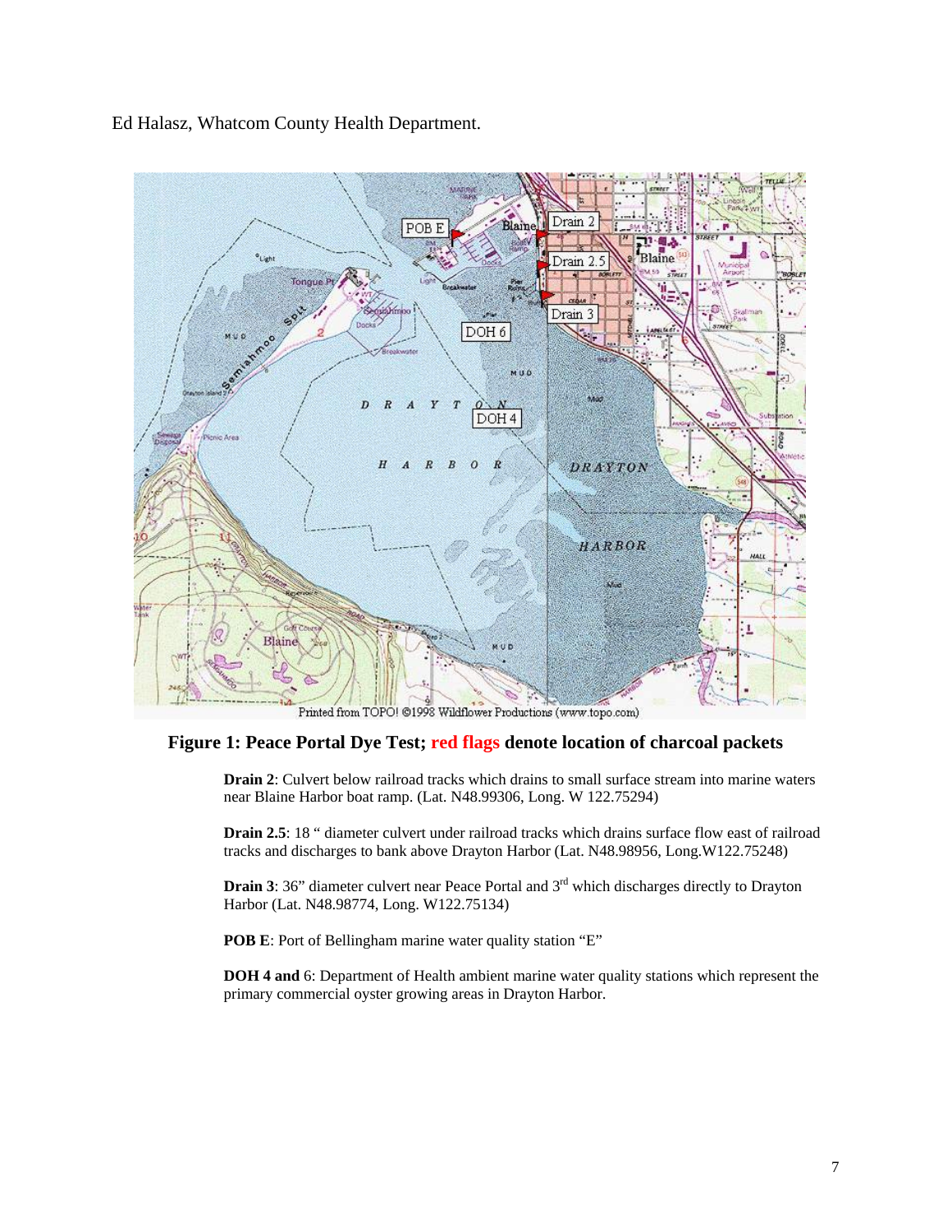Ed Halasz, Whatcom County Health Department.

**Figure 1: Peace Portal Dye Test; red flags denote location of charcoal packets**

**Drain 2**: Culvert below railroad tracks which drains to small surface stream into marine waters near Blaine Harbor boat ramp. (Lat. N48.99306, Long. W 122.75294)

**Drain 2.5**: 18 " diameter culvert under railroad tracks which drains surface flow east of railroad tracks and discharges to bank above Drayton Harbor (Lat. N48.98956, Long.W122.75248)

**Drain 3**: 36" diameter culvert near Peace Portal and 3rd which discharges directly to Drayton Harbor (Lat. N48.98774, Long. W122.75134)

**POB E**: Port of Bellingham marine water quality station "E"

**DOH 4 and** 6: Department of Health ambient marine water quality stations which represent the primary commercial oyster growing areas in Drayton Harbor.